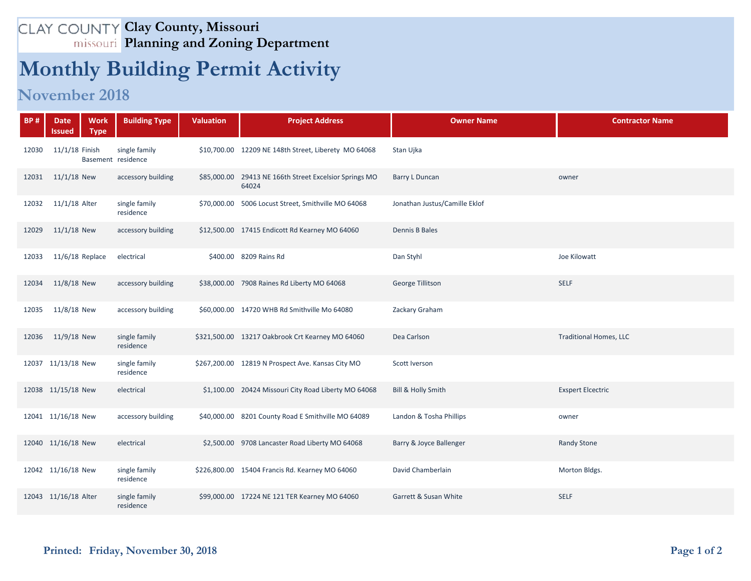CLAY COUNTY missouri

# Clay County, Missouri
## Planning and Zoning Department

# Monthly Building Permit Activity

## November 2018

| BP # | Date Issued | Work Type | Building Type | Valuation | Project Address | Owner Name | Contractor Name |
|---|---|---|---|---|---|---|---|
| 12030 | 11/1/18 | Finish Basement | single family residence | $10,700.00 | 12209 NE 148th Street, Liberety MO 64068 | Stan Ujka | |
| 12031 | 11/1/18 | New | accessory building | $85,000.00 | 29413 NE 166th Street Excelsior Springs MO 64024 | Barry L Duncan | owner |
| 12032 | 11/1/18 | Alter | single family residence | $70,000.00 | 5006 Locust Street, Smithville MO 64068 | Jonathan Justus/Camille Eklof | |
| 12029 | 11/1/18 | New | accessory building | $12,500.00 | 17415 Endicott Rd Kearney MO 64060 | Dennis B Bales | |
| 12033 | 11/6/18 | Replace | electrical | $400.00 | 8209 Rains Rd | Dan Styhl | Joe Kilowatt |
| 12034 | 11/8/18 | New | accessory building | $38,000.00 | 7908 Raines Rd Liberty MO 64068 | George Tillitson | SELF |
| 12035 | 11/8/18 | New | accessory building | $60,000.00 | 14720 WHB Rd Smithville Mo 64080 | Zackary Graham | |
| 12036 | 11/9/18 | New | single family residence | $321,500.00 | 13217 Oakbrook Crt Kearney MO 64060 | Dea Carlson | Traditional Homes, LLC |
| 12037 | 11/13/18 | New | single family residence | $267,200.00 | 12819 N Prospect Ave. Kansas City MO | Scott Iverson | |
| 12038 | 11/15/18 | New | electrical | $1,100.00 | 20424 Missouri City Road Liberty MO 64068 | Bill & Holly Smith | Exspert Elcectric |
| 12041 | 11/16/18 | New | accessory building | $40,000.00 | 8201 County Road E Smithville MO 64089 | Landon & Tosha Phillips | owner |
| 12040 | 11/16/18 | New | electrical | $2,500.00 | 9708 Lancaster Road Liberty MO 64068 | Barry & Joyce Ballenger | Randy Stone |
| 12042 | 11/16/18 | New | single family residence | $226,800.00 | 15404 Francis Rd. Kearney MO 64060 | David Chamberlain | Morton Bldgs. |
| 12043 | 11/16/18 | Alter | single family residence | $99,000.00 | 17224 NE 121 TER Kearney MO 64060 | Garrett & Susan White | SELF |

**Printed: Friday, November 30, 2018**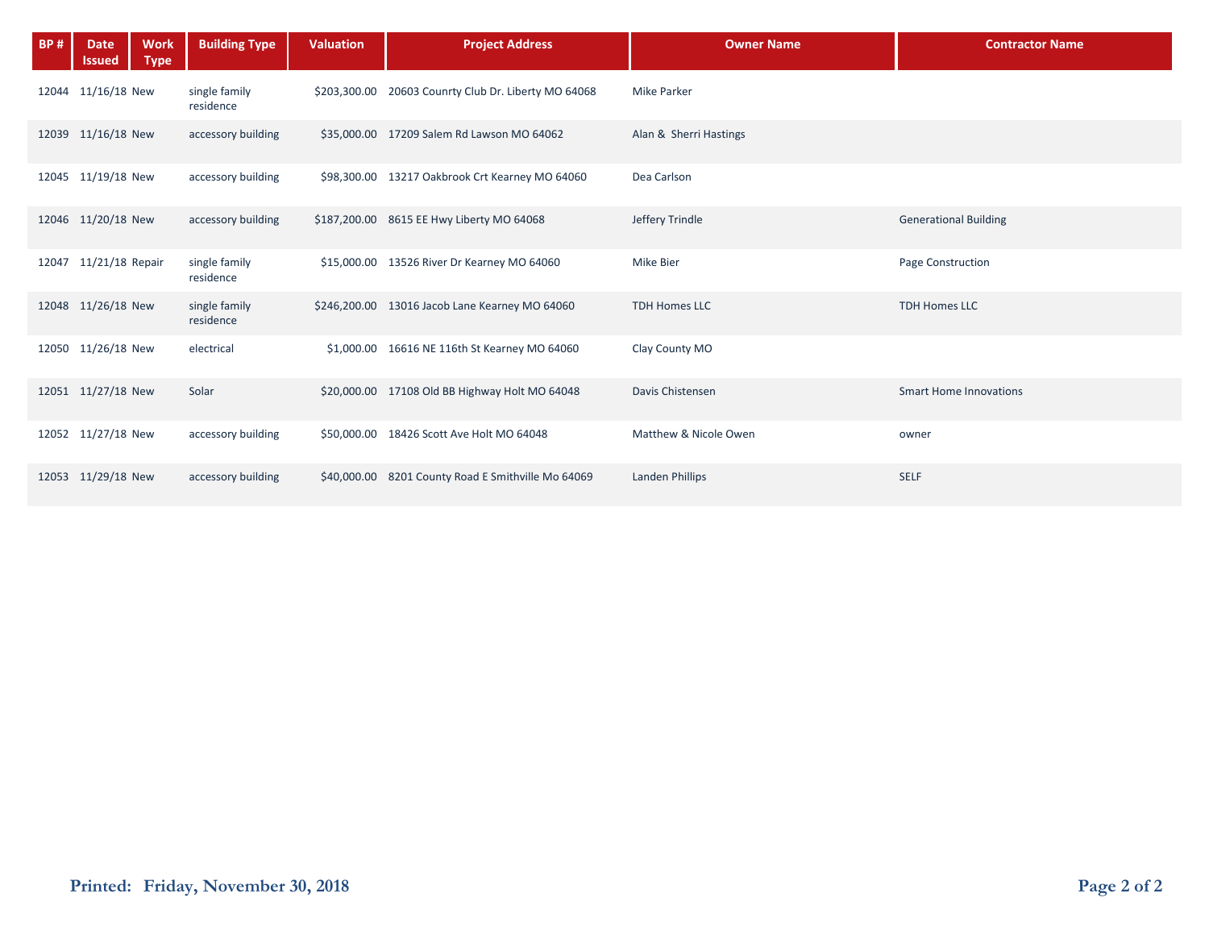| BP # | Date Issued | Work Type | Building Type | Valuation | Project Address | Owner Name | Contractor Name |
|---|---|---|---|---|---|---|---|
| 12044 | 11/16/18 | New | single family residence | $203,300.00 | 20603 Counrty Club Dr. Liberty MO 64068 | Mike Parker | |
| 12039 | 11/16/18 | New | accessory building | $35,000.00 | 17209 Salem Rd Lawson MO 64062 | Alan & Sherri Hastings | |
| 12045 | 11/19/18 | New | accessory building | $98,300.00 | 13217 Oakbrook Crt Kearney MO 64060 | Dea Carlson | |
| 12046 | 11/20/18 | New | accessory building | $187,200.00 | 8615 EE Hwy Liberty MO 64068 | Jeffery Trindle | Generational Building |
| 12047 | 11/21/18 | Repair | single family residence | $15,000.00 | 13526 River Dr Kearney MO 64060 | Mike Bier | Page Construction |
| 12048 | 11/26/18 | New | single family residence | $246,200.00 | 13016 Jacob Lane Kearney MO 64060 | TDH Homes LLC | TDH Homes LLC |
| 12050 | 11/26/18 | New | electrical | $1,000.00 | 16616 NE 116th St Kearney MO 64060 | Clay County MO | |
| 12051 | 11/27/18 | New | Solar | $20,000.00 | 17108 Old BB Highway Holt MO 64048 | Davis Chistensen | Smart Home Innovations |
| 12052 | 11/27/18 | New | accessory building | $50,000.00 | 18426 Scott Ave Holt MO 64048 | Matthew & Nicole Owen | owner |
| 12053 | 11/29/18 | New | accessory building | $40,000.00 | 8201 County Road E Smithville Mo 64069 | Landen Phillips | SELF |

**Printed: Friday, November 30, 2018**